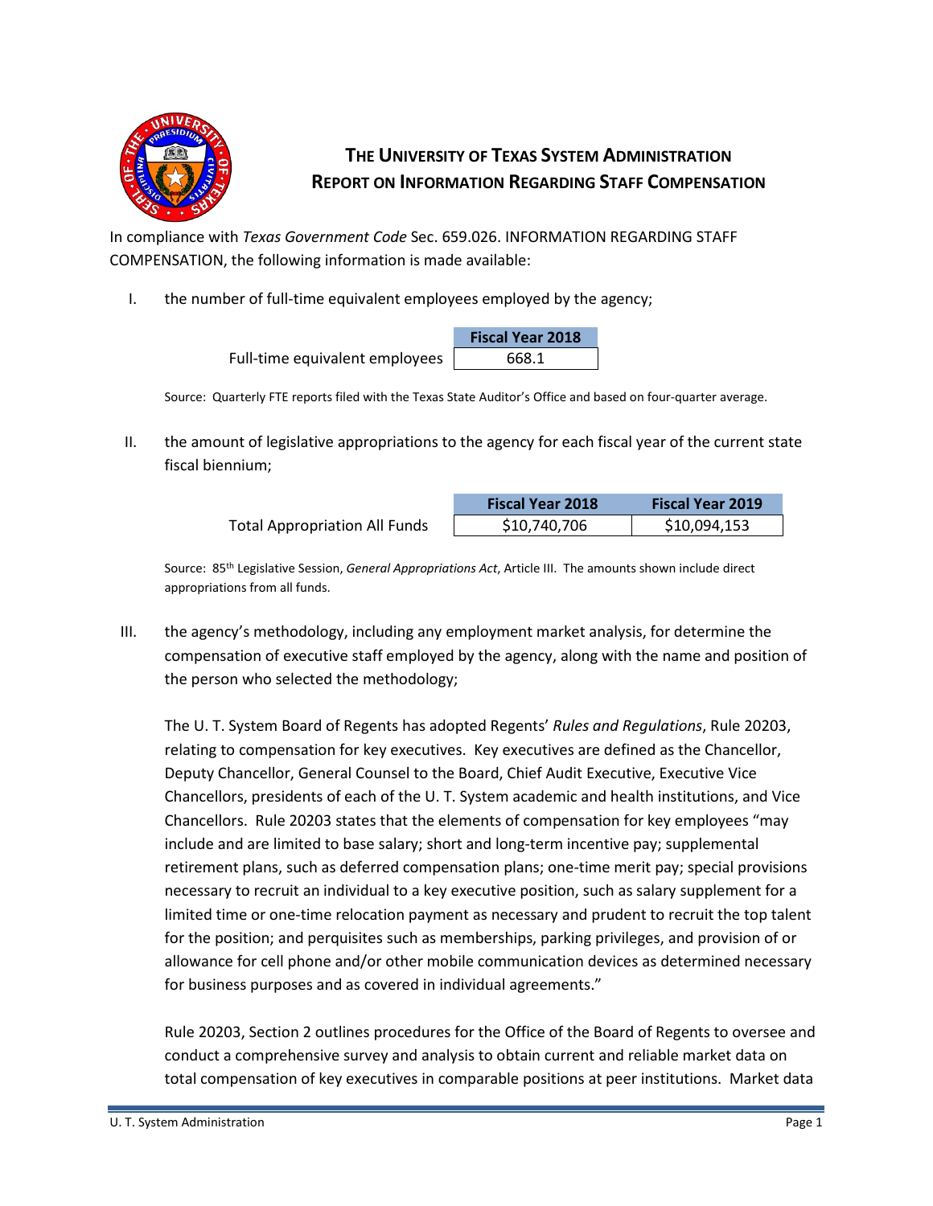# THE UNIVERSITY OF TEXAS SYSTEM ADMINISTRATION
# REPORT ON INFORMATION REGARDING STAFF COMPENSATION

In compliance with *Texas Government Code* Sec. 659.026. INFORMATION REGARDING STAFF COMPENSATION, the following information is made available:

I. the number of full-time equivalent employees employed by the agency;

| | Fiscal Year 2018 |
|---|---|
| Full-time equivalent employees | 668.1 |

Source: Quarterly FTE reports filed with the Texas State Auditor's Office and based on four-quarter average.

II. the amount of legislative appropriations to the agency for each fiscal year of the current state fiscal biennium;

| | Fiscal Year 2018 | Fiscal Year 2019 |
|---|---|---|
| Total Appropriation All Funds | $10,740,706 | $10,094,153 |

Source: 85th Legislative Session, *General Appropriations Act*, Article III. The amounts shown include direct appropriations from all funds.

III. the agency's methodology, including any employment market analysis, for determine the compensation of executive staff employed by the agency, along with the name and position of the person who selected the methodology;

The U. T. System Board of Regents has adopted Regents' *Rules and Regulations*, Rule 20203, relating to compensation for key executives. Key executives are defined as the Chancellor, Deputy Chancellor, General Counsel to the Board, Chief Audit Executive, Executive Vice Chancellors, presidents of each of the U. T. System academic and health institutions, and Vice Chancellors. Rule 20203 states that the elements of compensation for key employees "may include and are limited to base salary; short and long-term incentive pay; supplemental retirement plans, such as deferred compensation plans; one-time merit pay; special provisions necessary to recruit an individual to a key executive position, such as salary supplement for a limited time or one-time relocation payment as necessary and prudent to recruit the top talent for the position; and perquisites such as memberships, parking privileges, and provision of or allowance for cell phone and/or other mobile communication devices as determined necessary for business purposes and as covered in individual agreements."

Rule 20203, Section 2 outlines procedures for the Office of the Board of Regents to oversee and conduct a comprehensive survey and analysis to obtain current and reliable market data on total compensation of key executives in comparable positions at peer institutions. Market data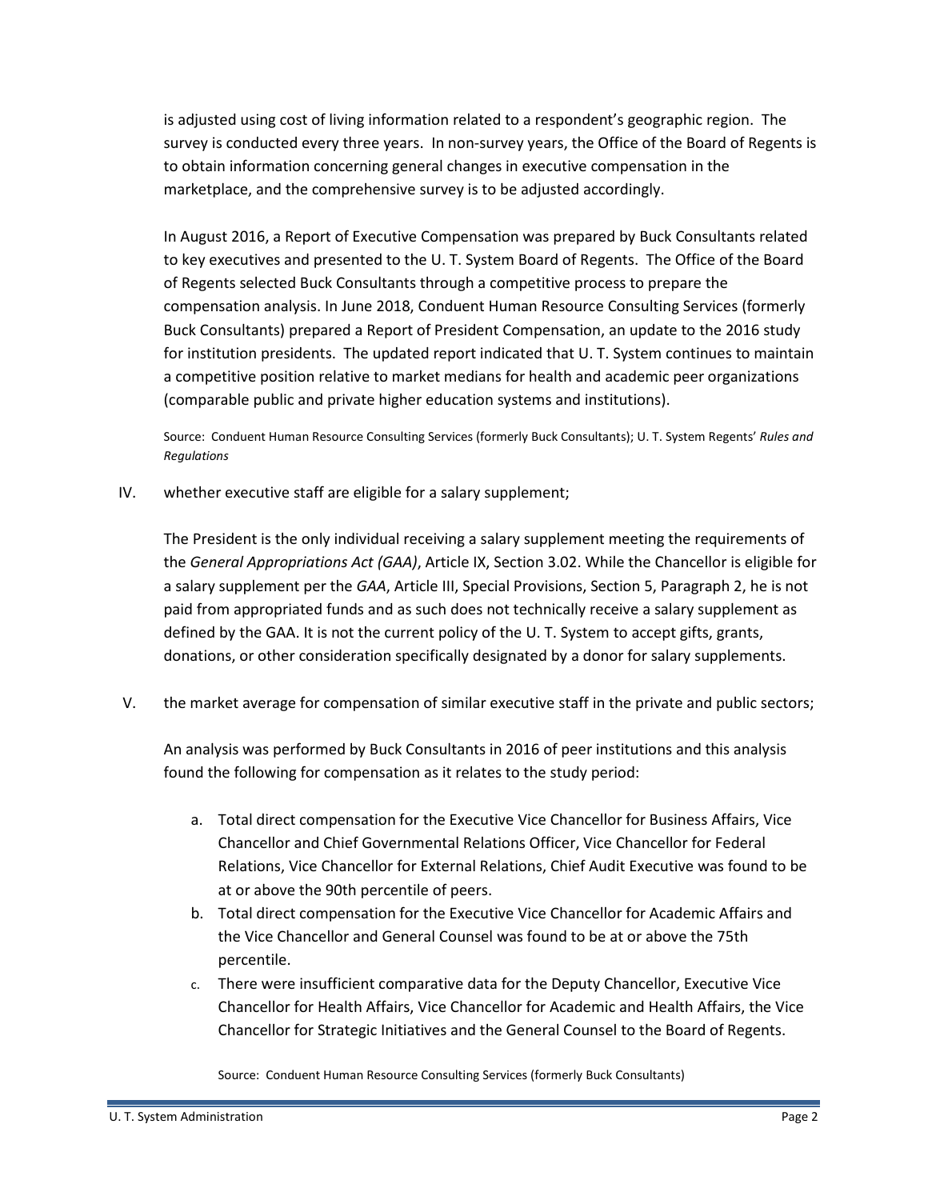is adjusted using cost of living information related to a respondent's geographic region. The survey is conducted every three years. In non-survey years, the Office of the Board of Regents is to obtain information concerning general changes in executive compensation in the marketplace, and the comprehensive survey is to be adjusted accordingly.

In August 2016, a Report of Executive Compensation was prepared by Buck Consultants related to key executives and presented to the U. T. System Board of Regents. The Office of the Board of Regents selected Buck Consultants through a competitive process to prepare the compensation analysis. In June 2018, Conduent Human Resource Consulting Services (formerly Buck Consultants) prepared a Report of President Compensation, an update to the 2016 study for institution presidents. The updated report indicated that U. T. System continues to maintain a competitive position relative to market medians for health and academic peer organizations (comparable public and private higher education systems and institutions).

Source: Conduent Human Resource Consulting Services (formerly Buck Consultants); U. T. System Regents' *Rules and Regulations*

IV. whether executive staff are eligible for a salary supplement;

The President is the only individual receiving a salary supplement meeting the requirements of the *General Appropriations Act (GAA)*, Article IX, Section 3.02. While the Chancellor is eligible for a salary supplement per the *GAA*, Article III, Special Provisions, Section 5, Paragraph 2, he is not paid from appropriated funds and as such does not technically receive a salary supplement as defined by the GAA. It is not the current policy of the U. T. System to accept gifts, grants, donations, or other consideration specifically designated by a donor for salary supplements.

V. the market average for compensation of similar executive staff in the private and public sectors;

An analysis was performed by Buck Consultants in 2016 of peer institutions and this analysis found the following for compensation as it relates to the study period:

a. Total direct compensation for the Executive Vice Chancellor for Business Affairs, Vice Chancellor and Chief Governmental Relations Officer, Vice Chancellor for Federal Relations, Vice Chancellor for External Relations, Chief Audit Executive was found to be at or above the 90th percentile of peers.
b. Total direct compensation for the Executive Vice Chancellor for Academic Affairs and the Vice Chancellor and General Counsel was found to be at or above the 75th percentile.
c. There were insufficient comparative data for the Deputy Chancellor, Executive Vice Chancellor for Health Affairs, Vice Chancellor for Academic and Health Affairs, the Vice Chancellor for Strategic Initiatives and the General Counsel to the Board of Regents.

Source: Conduent Human Resource Consulting Services (formerly Buck Consultants)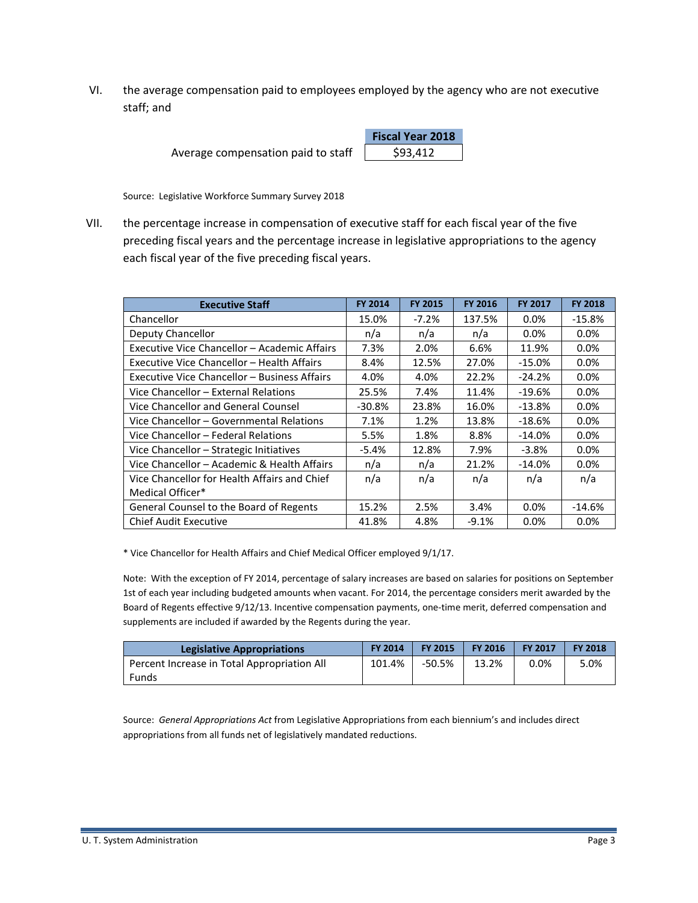VI. the average compensation paid to employees employed by the agency who are not executive staff; and

| | Fiscal Year 2018 |
|---|---|
| Average compensation paid to staff | $93,412 |

Source: Legislative Workforce Summary Survey 2018

VII. the percentage increase in compensation of executive staff for each fiscal year of the five preceding fiscal years and the percentage increase in legislative appropriations to the agency each fiscal year of the five preceding fiscal years.

| Executive Staff | FY 2014 | FY 2015 | FY 2016 | FY 2017 | FY 2018 |
|---|---|---|---|---|---|
| Chancellor | 15.0% | -7.2% | 137.5% | 0.0% | -15.8% |
| Deputy Chancellor | n/a | n/a | n/a | 0.0% | 0.0% |
| Executive Vice Chancellor – Academic Affairs | 7.3% | 2.0% | 6.6% | 11.9% | 0.0% |
| Executive Vice Chancellor – Health Affairs | 8.4% | 12.5% | 27.0% | -15.0% | 0.0% |
| Executive Vice Chancellor – Business Affairs | 4.0% | 4.0% | 22.2% | -24.2% | 0.0% |
| Vice Chancellor – External Relations | 25.5% | 7.4% | 11.4% | -19.6% | 0.0% |
| Vice Chancellor and General Counsel | -30.8% | 23.8% | 16.0% | -13.8% | 0.0% |
| Vice Chancellor – Governmental Relations | 7.1% | 1.2% | 13.8% | -18.6% | 0.0% |
| Vice Chancellor – Federal Relations | 5.5% | 1.8% | 8.8% | -14.0% | 0.0% |
| Vice Chancellor – Strategic Initiatives | -5.4% | 12.8% | 7.9% | -3.8% | 0.0% |
| Vice Chancellor – Academic & Health Affairs | n/a | n/a | 21.2% | -14.0% | 0.0% |
| Vice Chancellor for Health Affairs and Chief Medical Officer* | n/a | n/a | n/a | n/a | n/a |
| General Counsel to the Board of Regents | 15.2% | 2.5% | 3.4% | 0.0% | -14.6% |
| Chief Audit Executive | 41.8% | 4.8% | -9.1% | 0.0% | 0.0% |

* Vice Chancellor for Health Affairs and Chief Medical Officer employed 9/1/17.

Note: With the exception of FY 2014, percentage of salary increases are based on salaries for positions on September 1st of each year including budgeted amounts when vacant. For 2014, the percentage considers merit awarded by the Board of Regents effective 9/12/13. Incentive compensation payments, one-time merit, deferred compensation and supplements are included if awarded by the Regents during the year.

| Legislative Appropriations | FY 2014 | FY 2015 | FY 2016 | FY 2017 | FY 2018 |
|---|---|---|---|---|---|
| Percent Increase in Total Appropriation All Funds | 101.4% | -50.5% | 13.2% | 0.0% | 5.0% |

Source: *General Appropriations Act* from Legislative Appropriations from each biennium's and includes direct appropriations from all funds net of legislatively mandated reductions.